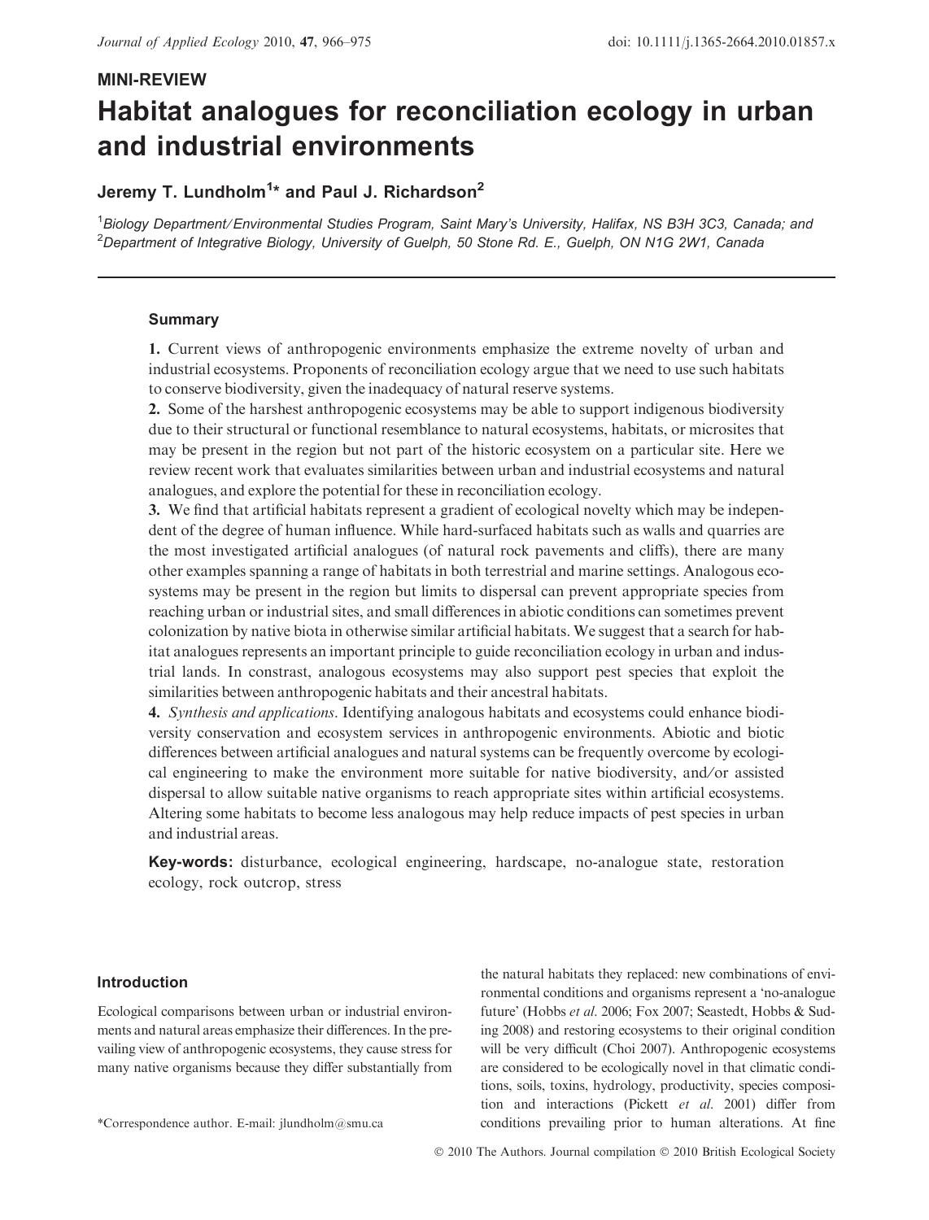**MINI-REVIEW**

# Habitat analogues for reconciliation ecology in urban and industrial environments

**Jeremy T. Lundholm[1]* and Paul J. Richardson[2]**

[1]Biology Department/Environmental Studies Program, Saint Mary's University, Halifax, NS B3H 3C3, Canada; and [2]Department of Integrative Biology, University of Guelph, 50 Stone Rd. E., Guelph, ON N1G 2W1, Canada

## Summary

**1.** Current views of anthropogenic environments emphasize the extreme novelty of urban and industrial ecosystems. Proponents of reconciliation ecology argue that we need to use such habitats to conserve biodiversity, given the inadequacy of natural reserve systems.

**2.** Some of the harshest anthropogenic ecosystems may be able to support indigenous biodiversity due to their structural or functional resemblance to natural ecosystems, habitats, or microsites that may be present in the region but not part of the historic ecosystem on a particular site. Here we review recent work that evaluates similarities between urban and industrial ecosystems and natural analogues, and explore the potential for these in reconciliation ecology.

**3.** We find that artificial habitats represent a gradient of ecological novelty which may be independent of the degree of human influence. While hard-surfaced habitats such as walls and quarries are the most investigated artificial analogues (of natural rock pavements and cliffs), there are many other examples spanning a range of habitats in both terrestrial and marine settings. Analogous ecosystems may be present in the region but limits to dispersal can prevent appropriate species from reaching urban or industrial sites, and small differences in abiotic conditions can sometimes prevent colonization by native biota in otherwise similar artificial habitats. We suggest that a search for habitat analogues represents an important principle to guide reconciliation ecology in urban and industrial lands. In constrast, analogous ecosystems may also support pest species that exploit the similarities between anthropogenic habitats and their ancestral habitats.

**4.** *Synthesis and applications*. Identifying analogous habitats and ecosystems could enhance biodiversity conservation and ecosystem services in anthropogenic environments. Abiotic and biotic differences between artificial analogues and natural systems can be frequently overcome by ecological engineering to make the environment more suitable for native biodiversity, and/or assisted dispersal to allow suitable native organisms to reach appropriate sites within artificial ecosystems. Altering some habitats to become less analogous may help reduce impacts of pest species in urban and industrial areas.

**Key-words:** disturbance, ecological engineering, hardscape, no-analogue state, restoration ecology, rock outcrop, stress

## Introduction

Ecological comparisons between urban or industrial environments and natural areas emphasize their differences. In the prevailing view of anthropogenic ecosystems, they cause stress for many native organisms because they differ substantially from the natural habitats they replaced: new combinations of environmental conditions and organisms represent a 'no-analogue future' (Hobbs *et al.* 2006; Fox 2007; Seastedt, Hobbs & Suding 2008) and restoring ecosystems to their original condition will be very difficult (Choi 2007). Anthropogenic ecosystems are considered to be ecologically novel in that climatic conditions, soils, toxins, hydrology, productivity, species composition and interactions (Pickett *et al.* 2001) differ from conditions prevailing prior to human alterations. At fine

*Correspondence author. E-mail: jlundholm@smu.ca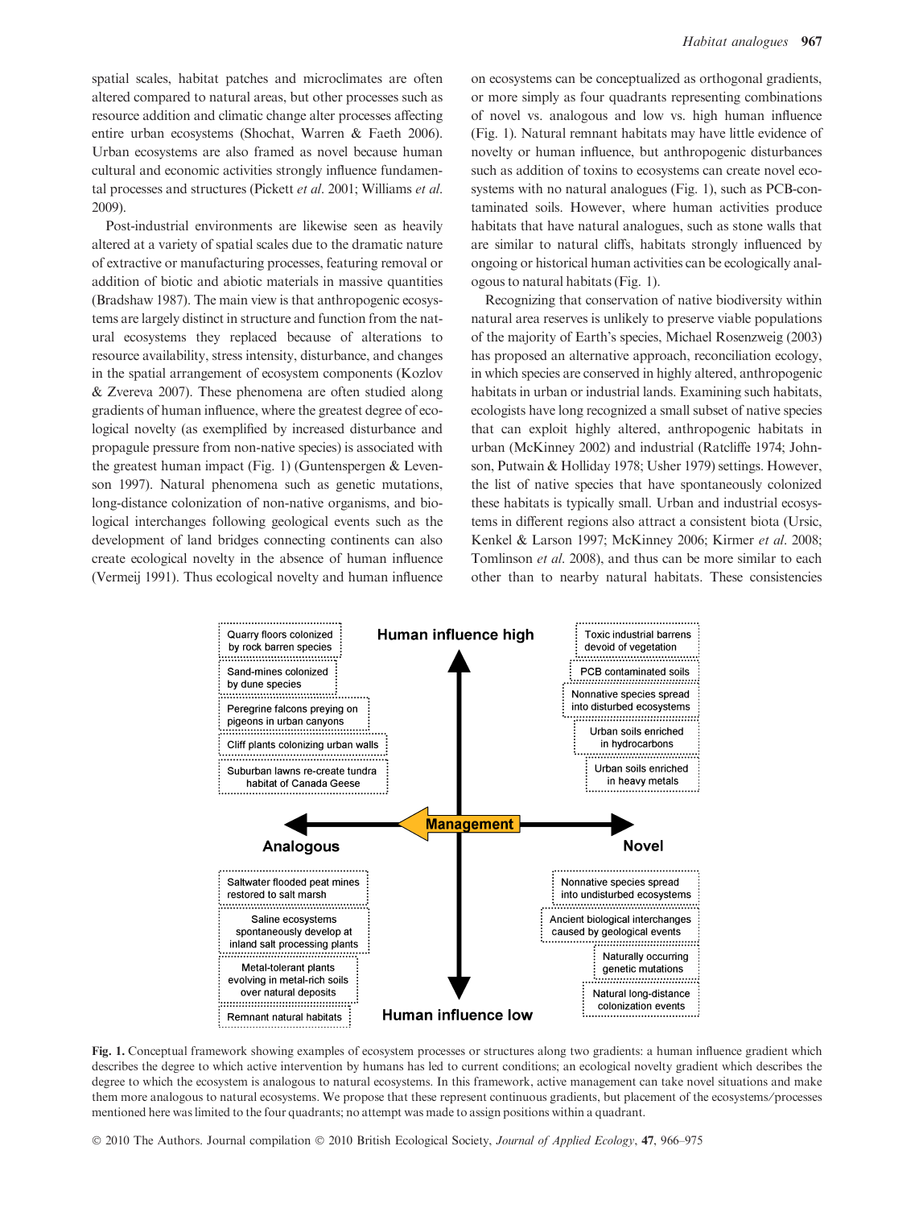spatial scales, habitat patches and microclimates are often altered compared to natural areas, but other processes such as resource addition and climatic change alter processes affecting entire urban ecosystems (Shochat, Warren & Faeth 2006). Urban ecosystems are also framed as novel because human cultural and economic activities strongly influence fundamental processes and structures (Pickett *et al.* 2001; Williams *et al.* 2009).

Post-industrial environments are likewise seen as heavily altered at a variety of spatial scales due to the dramatic nature of extractive or manufacturing processes, featuring removal or addition of biotic and abiotic materials in massive quantities (Bradshaw 1987). The main view is that anthropogenic ecosystems are largely distinct in structure and function from the natural ecosystems they replaced because of alterations to resource availability, stress intensity, disturbance, and changes in the spatial arrangement of ecosystem components (Kozlov & Zvereva 2007). These phenomena are often studied along gradients of human influence, where the greatest degree of ecological novelty (as exemplified by increased disturbance and propagule pressure from non-native species) is associated with the greatest human impact (Fig. 1) (Guntenspergen & Levenson 1997). Natural phenomena such as genetic mutations, long-distance colonization of non-native organisms, and biological interchanges following geological events such as the development of land bridges connecting continents can also create ecological novelty in the absence of human influence (Vermeij 1991). Thus ecological novelty and human influence on ecosystems can be conceptualized as orthogonal gradients, or more simply as four quadrants representing combinations of novel vs. analogous and low vs. high human influence (Fig. 1). Natural remnant habitats may have little evidence of novelty or human influence, but anthropogenic disturbances such as addition of toxins to ecosystems can create novel ecosystems with no natural analogues (Fig. 1), such as PCB-contaminated soils. However, where human activities produce habitats that have natural analogues, such as stone walls that are similar to natural cliffs, habitats strongly influenced by ongoing or historical human activities can be ecologically analogous to natural habitats (Fig. 1).

Recognizing that conservation of native biodiversity within natural area reserves is unlikely to preserve viable populations of the majority of Earth's species, Michael Rosenzweig (2003) has proposed an alternative approach, reconciliation ecology, in which species are conserved in highly altered, anthropogenic habitats in urban or industrial lands. Examining such habitats, ecologists have long recognized a small subset of native species that can exploit highly altered, anthropogenic habitats in urban (McKinney 2002) and industrial (Ratcliffe 1974; Johnson, Putwain & Holliday 1978; Usher 1979) settings. However, the list of native species that have spontaneously colonized these habitats is typically small. Urban and industrial ecosystems in different regions also attract a consistent biota (Ursic, Kenkel & Larson 1997; McKinney 2006; Kirmer *et al.* 2008; Tomlinson *et al.* 2008), and thus can be more similar to each other than to nearby natural habitats. These consistencies

Human influence high

Quarry floors colonized by rock barren species | Sand-mines colonized by dune species | Peregrine falcons preying on pigeons in urban canyons | Cliff plants colonizing urban walls | Suburban lawns re-create tundra habitat of Canada Geese

Toxic industrial barrens devoid of vegetation | PCB contaminated soils | Nonnative species spread into disturbed ecosystems | Urban soils enriched in hydrocarbons | Urban soils enriched in heavy metals

Analogous ← Management → Novel

Saltwater flooded peat mines restored to salt marsh | Saline ecosystems spontaneously develop at inland salt processing plants | Metal-tolerant plants evolving in metal-rich soils over natural deposits | Remnant natural habitats

Nonnative species spread into undisturbed ecosystems | Ancient biological interchanges caused by geological events | Naturally occurring genetic mutations | Natural long-distance colonization events

Human influence low

**Fig. 1.** Conceptual framework showing examples of ecosystem processes or structures along two gradients: a human influence gradient which describes the degree to which active intervention by humans has led to current conditions; an ecological novelty gradient which describes the degree to which the ecosystem is analogous to natural ecosystems. In this framework, active management can take novel situations and make them more analogous to natural ecosystems. We propose that these represent continuous gradients, but placement of the ecosystems/processes mentioned here was limited to the four quadrants; no attempt was made to assign positions within a quadrant.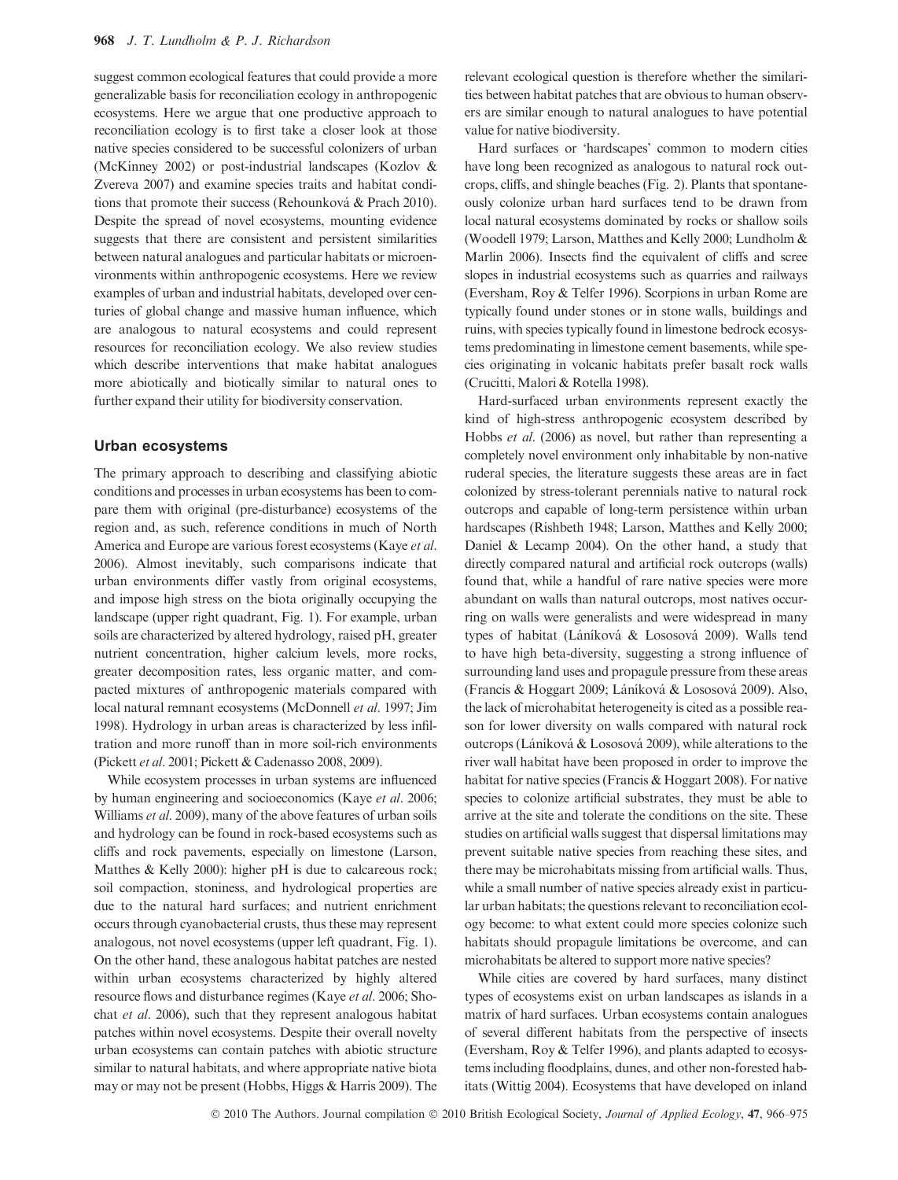suggest common ecological features that could provide a more generalizable basis for reconciliation ecology in anthropogenic ecosystems. Here we argue that one productive approach to reconciliation ecology is to first take a closer look at those native species considered to be successful colonizers of urban (McKinney 2002) or post-industrial landscapes (Kozlov & Zvereva 2007) and examine species traits and habitat conditions that promote their success (Rehounková & Prach 2010). Despite the spread of novel ecosystems, mounting evidence suggests that there are consistent and persistent similarities between natural analogues and particular habitats or microenvironments within anthropogenic ecosystems. Here we review examples of urban and industrial habitats, developed over centuries of global change and massive human influence, which are analogous to natural ecosystems and could represent resources for reconciliation ecology. We also review studies which describe interventions that make habitat analogues more abiotically and biotically similar to natural ones to further expand their utility for biodiversity conservation.

## Urban ecosystems

The primary approach to describing and classifying abiotic conditions and processes in urban ecosystems has been to compare them with original (pre-disturbance) ecosystems of the region and, as such, reference conditions in much of North America and Europe are various forest ecosystems (Kaye *et al.* 2006). Almost inevitably, such comparisons indicate that urban environments differ vastly from original ecosystems, and impose high stress on the biota originally occupying the landscape (upper right quadrant, Fig. 1). For example, urban soils are characterized by altered hydrology, raised pH, greater nutrient concentration, higher calcium levels, more rocks, greater decomposition rates, less organic matter, and compacted mixtures of anthropogenic materials compared with local natural remnant ecosystems (McDonnell *et al.* 1997; Jim 1998). Hydrology in urban areas is characterized by less infiltration and more runoff than in more soil-rich environments (Pickett *et al.* 2001; Pickett & Cadenasso 2008, 2009).

While ecosystem processes in urban systems are influenced by human engineering and socioeconomics (Kaye *et al.* 2006; Williams *et al.* 2009), many of the above features of urban soils and hydrology can be found in rock-based ecosystems such as cliffs and rock pavements, especially on limestone (Larson, Matthes & Kelly 2000): higher pH is due to calcareous rock; soil compaction, stoniness, and hydrological properties are due to the natural hard surfaces; and nutrient enrichment occurs through cyanobacterial crusts, thus these may represent analogous, not novel ecosystems (upper left quadrant, Fig. 1). On the other hand, these analogous habitat patches are nested within urban ecosystems characterized by highly altered resource flows and disturbance regimes (Kaye *et al.* 2006; Shochat *et al.* 2006), such that they represent analogous habitat patches within novel ecosystems. Despite their overall novelty urban ecosystems can contain patches with abiotic structure similar to natural habitats, and where appropriate native biota may or may not be present (Hobbs, Higgs & Harris 2009). The relevant ecological question is therefore whether the similarities between habitat patches that are obvious to human observers are similar enough to natural analogues to have potential value for native biodiversity.

Hard surfaces or 'hardscapes' common to modern cities have long been recognized as analogous to natural rock outcrops, cliffs, and shingle beaches (Fig. 2). Plants that spontaneously colonize urban hard surfaces tend to be drawn from local natural ecosystems dominated by rocks or shallow soils (Woodell 1979; Larson, Matthes and Kelly 2000; Lundholm & Marlin 2006). Insects find the equivalent of cliffs and scree slopes in industrial ecosystems such as quarries and railways (Eversham, Roy & Telfer 1996). Scorpions in urban Rome are typically found under stones or in stone walls, buildings and ruins, with species typically found in limestone bedrock ecosystems predominating in limestone cement basements, while species originating in volcanic habitats prefer basalt rock walls (Crucitti, Malori & Rotella 1998).

Hard-surfaced urban environments represent exactly the kind of high-stress anthropogenic ecosystem described by Hobbs *et al.* (2006) as novel, but rather than representing a completely novel environment only inhabitable by non-native ruderal species, the literature suggests these areas are in fact colonized by stress-tolerant perennials native to natural rock outcrops and capable of long-term persistence within urban hardscapes (Rishbeth 1948; Larson, Matthes and Kelly 2000; Daniel & Lecamp 2004). On the other hand, a study that directly compared natural and artificial rock outcrops (walls) found that, while a handful of rare native species were more abundant on walls than natural outcrops, most natives occurring on walls were generalists and were widespread in many types of habitat (Láníková & Lososová 2009). Walls tend to have high beta-diversity, suggesting a strong influence of surrounding land uses and propagule pressure from these areas (Francis & Hoggart 2009; Láníková & Lososová 2009). Also, the lack of microhabitat heterogeneity is cited as a possible reason for lower diversity on walls compared with natural rock outcrops (Láníková & Lososová 2009), while alterations to the river wall habitat have been proposed in order to improve the habitat for native species (Francis & Hoggart 2008). For native species to colonize artificial substrates, they must be able to arrive at the site and tolerate the conditions on the site. These studies on artificial walls suggest that dispersal limitations may prevent suitable native species from reaching these sites, and there may be microhabitats missing from artificial walls. Thus, while a small number of native species already exist in particular urban habitats; the questions relevant to reconciliation ecology become: to what extent could more species colonize such habitats should propagule limitations be overcome, and can microhabitats be altered to support more native species?

While cities are covered by hard surfaces, many distinct types of ecosystems exist on urban landscapes as islands in a matrix of hard surfaces. Urban ecosystems contain analogues of several different habitats from the perspective of insects (Eversham, Roy & Telfer 1996), and plants adapted to ecosystems including floodplains, dunes, and other non-forested habitats (Wittig 2004). Ecosystems that have developed on inland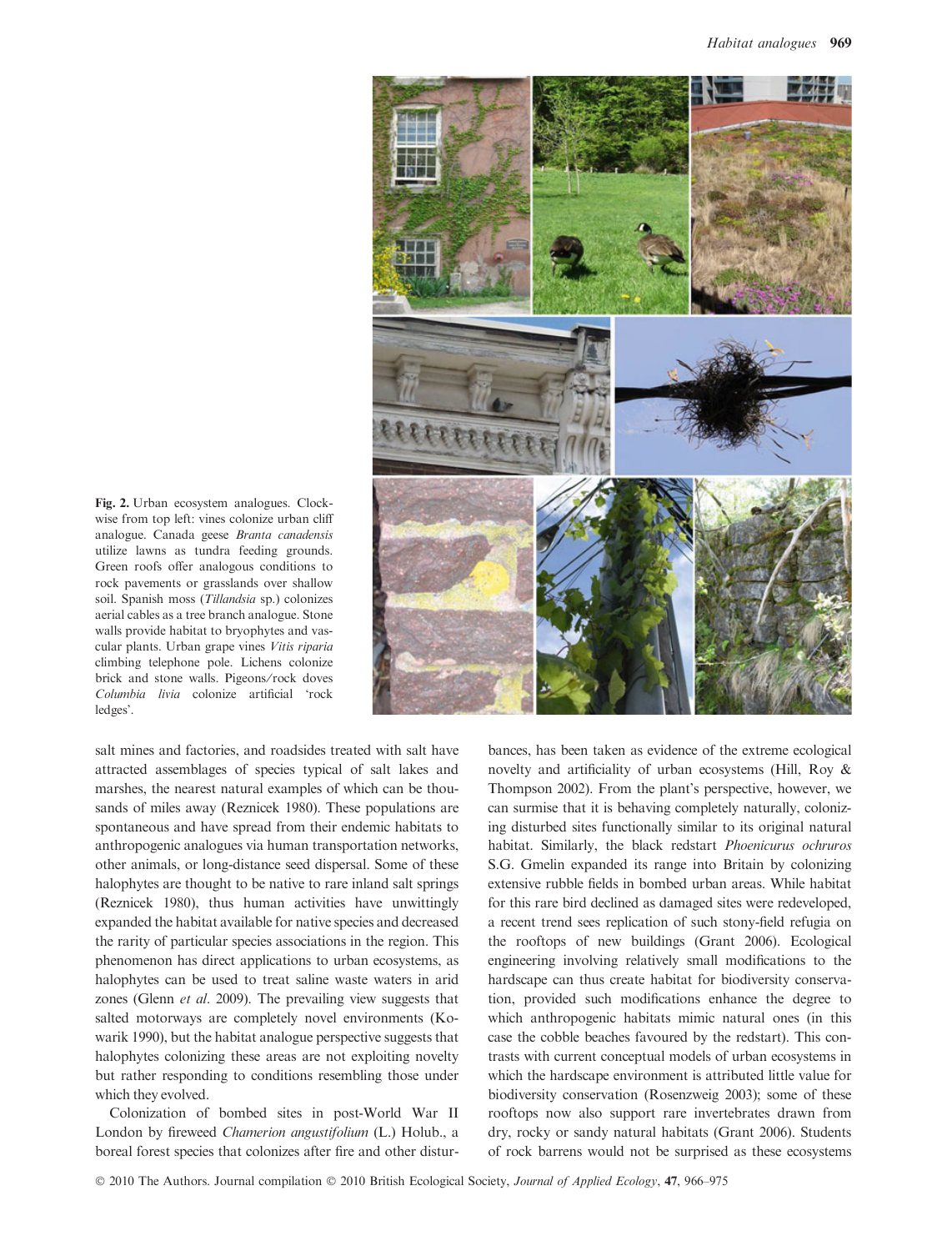**Fig. 2.** Urban ecosystem analogues. Clockwise from top left: vines colonize urban cliff analogue. Canada geese *Branta canadensis* utilize lawns as tundra feeding grounds. Green roofs offer analogous conditions to rock pavements or grasslands over shallow soil. Spanish moss (*Tillandsia* sp.) colonizes aerial cables as a tree branch analogue. Stone walls provide habitat to bryophytes and vascular plants. Urban grape vines *Vitis riparia* climbing telephone pole. Lichens colonize brick and stone walls. Pigeons/rock doves *Columbia livia* colonize artificial 'rock ledges'.

salt mines and factories, and roadsides treated with salt have attracted assemblages of species typical of salt lakes and marshes, the nearest natural examples of which can be thousands of miles away (Reznicek 1980). These populations are spontaneous and have spread from their endemic habitats to anthropogenic analogues via human transportation networks, other animals, or long-distance seed dispersal. Some of these halophytes are thought to be native to rare inland salt springs (Reznicek 1980), thus human activities have unwittingly expanded the habitat available for native species and decreased the rarity of particular species associations in the region. This phenomenon has direct applications to urban ecosystems, as halophytes can be used to treat saline waste waters in arid zones (Glenn *et al*. 2009). The prevailing view suggests that salted motorways are completely novel environments (Kowarik 1990), but the habitat analogue perspective suggests that halophytes colonizing these areas are not exploiting novelty but rather responding to conditions resembling those under which they evolved.

Colonization of bombed sites in post-World War II London by fireweed *Chamerion angustifolium* (L.) Holub., a boreal forest species that colonizes after fire and other disturbances, has been taken as evidence of the extreme ecological novelty and artificiality of urban ecosystems (Hill, Roy & Thompson 2002). From the plant's perspective, however, we can surmise that it is behaving completely naturally, colonizing disturbed sites functionally similar to its original natural habitat. Similarly, the black redstart *Phoenicurus ochruros* S.G. Gmelin expanded its range into Britain by colonizing extensive rubble fields in bombed urban areas. While habitat for this rare bird declined as damaged sites were redeveloped, a recent trend sees replication of such stony-field refugia on the rooftops of new buildings (Grant 2006). Ecological engineering involving relatively small modifications to the hardscape can thus create habitat for biodiversity conservation, provided such modifications enhance the degree to which anthropogenic habitats mimic natural ones (in this case the cobble beaches favoured by the redstart). This contrasts with current conceptual models of urban ecosystems in which the hardscape environment is attributed little value for biodiversity conservation (Rosenzweig 2003); some of these rooftops now also support rare invertebrates drawn from dry, rocky or sandy natural habitats (Grant 2006). Students of rock barrens would not be surprised as these ecosystems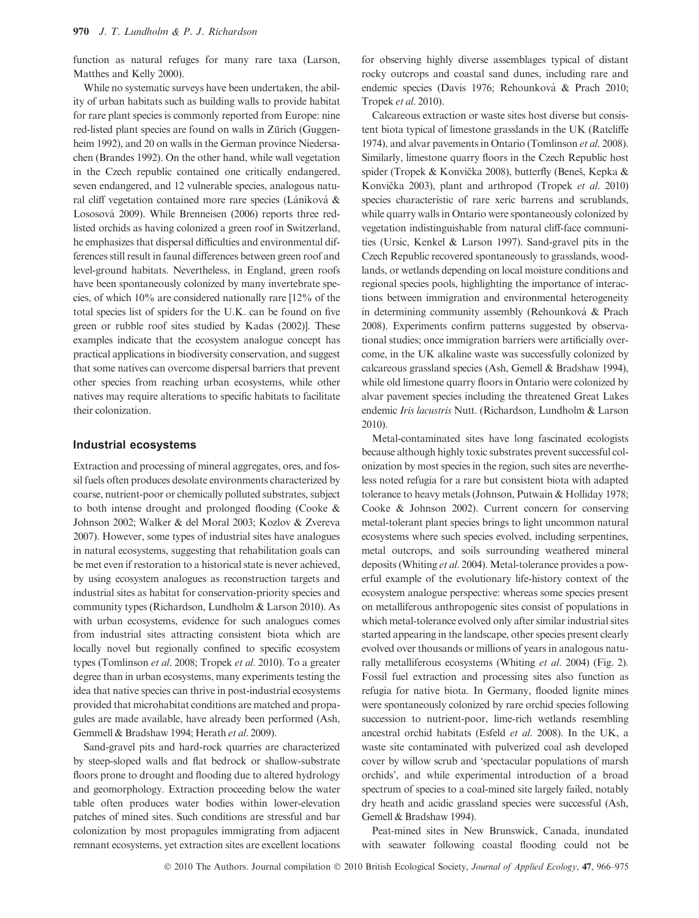function as natural refuges for many rare taxa (Larson, Matthes and Kelly 2000).

While no systematic surveys have been undertaken, the ability of urban habitats such as building walls to provide habitat for rare plant species is commonly reported from Europe: nine red-listed plant species are found on walls in Zürich (Guggenheim 1992), and 20 on walls in the German province Niedersachen (Brandes 1992). On the other hand, while wall vegetation in the Czech republic contained one critically endangered, seven endangered, and 12 vulnerable species, analogous natural cliff vegetation contained more rare species (Láníková & Lososová 2009). While Brenneisen (2006) reports three red-listed orchids as having colonized a green roof in Switzerland, he emphasizes that dispersal difficulties and environmental differences still result in faunal differences between green roof and level-ground habitats. Nevertheless, in England, green roofs have been spontaneously colonized by many invertebrate species, of which 10% are considered nationally rare [12% of the total species list of spiders for the U.K. can be found on five green or rubble roof sites studied by Kadas (2002)]. These examples indicate that the ecosystem analogue concept has practical applications in biodiversity conservation, and suggest that some natives can overcome dispersal barriers that prevent other species from reaching urban ecosystems, while other natives may require alterations to specific habitats to facilitate their colonization.

## Industrial ecosystems

Extraction and processing of mineral aggregates, ores, and fossil fuels often produces desolate environments characterized by coarse, nutrient-poor or chemically polluted substrates, subject to both intense drought and prolonged flooding (Cooke & Johnson 2002; Walker & del Moral 2003; Kozlov & Zvereva 2007). However, some types of industrial sites have analogues in natural ecosystems, suggesting that rehabilitation goals can be met even if restoration to a historical state is never achieved, by using ecosystem analogues as reconstruction targets and industrial sites as habitat for conservation-priority species and community types (Richardson, Lundholm & Larson 2010). As with urban ecosystems, evidence for such analogues comes from industrial sites attracting consistent biota which are locally novel but regionally confined to specific ecosystem types (Tomlinson *et al*. 2008; Tropek *et al*. 2010). To a greater degree than in urban ecosystems, many experiments testing the idea that native species can thrive in post-industrial ecosystems provided that microhabitat conditions are matched and propagules are made available, have already been performed (Ash, Gemmell & Bradshaw 1994; Herath *et al*. 2009).

Sand-gravel pits and hard-rock quarries are characterized by steep-sloped walls and flat bedrock or shallow-substrate floors prone to drought and flooding due to altered hydrology and geomorphology. Extraction proceeding below the water table often produces water bodies within lower-elevation patches of mined sites. Such conditions are stressful and bar colonization by most propagules immigrating from adjacent remnant ecosystems, yet extraction sites are excellent locations for observing highly diverse assemblages typical of distant rocky outcrops and coastal sand dunes, including rare and endemic species (Davis 1976; Rehounková & Prach 2010; Tropek *et al*. 2010).

Calcareous extraction or waste sites host diverse but consistent biota typical of limestone grasslands in the UK (Ratcliffe 1974), and alvar pavements in Ontario (Tomlinson *et al*. 2008). Similarly, limestone quarry floors in the Czech Republic host spider (Tropek & Konvička 2008), butterfly (Beneš, Kepka & Konvička 2003), plant and arthropod (Tropek *et al*. 2010) species characteristic of rare xeric barrens and scrublands, while quarry walls in Ontario were spontaneously colonized by vegetation indistinguishable from natural cliff-face communities (Ursic, Kenkel & Larson 1997). Sand-gravel pits in the Czech Republic recovered spontaneously to grasslands, woodlands, or wetlands depending on local moisture conditions and regional species pools, highlighting the importance of interactions between immigration and environmental heterogeneity in determining community assembly (Rehounková & Prach 2008). Experiments confirm patterns suggested by observational studies; once immigration barriers were artificially overcome, in the UK alkaline waste was successfully colonized by calcareous grassland species (Ash, Gemell & Bradshaw 1994), while old limestone quarry floors in Ontario were colonized by alvar pavement species including the threatened Great Lakes endemic *Iris lacustris* Nutt. (Richardson, Lundholm & Larson 2010).

Metal-contaminated sites have long fascinated ecologists because although highly toxic substrates prevent successful colonization by most species in the region, such sites are nevertheless noted refugia for a rare but consistent biota with adapted tolerance to heavy metals (Johnson, Putwain & Holliday 1978; Cooke & Johnson 2002). Current concern for conserving metal-tolerant plant species brings to light uncommon natural ecosystems where such species evolved, including serpentines, metal outcrops, and soils surrounding weathered mineral deposits (Whiting *et al*. 2004). Metal-tolerance provides a powerful example of the evolutionary life-history context of the ecosystem analogue perspective: whereas some species present on metalliferous anthropogenic sites consist of populations in which metal-tolerance evolved only after similar industrial sites started appearing in the landscape, other species present clearly evolved over thousands or millions of years in analogous naturally metalliferous ecosystems (Whiting *et al*. 2004) (Fig. 2). Fossil fuel extraction and processing sites also function as refugia for native biota. In Germany, flooded lignite mines were spontaneously colonized by rare orchid species following succession to nutrient-poor, lime-rich wetlands resembling ancestral orchid habitats (Esfeld *et al*. 2008). In the UK, a waste site contaminated with pulverized coal ash developed cover by willow scrub and 'spectacular populations of marsh orchids', and while experimental introduction of a broad spectrum of species to a coal-mined site largely failed, notably dry heath and acidic grassland species were successful (Ash, Gemell & Bradshaw 1994).

Peat-mined sites in New Brunswick, Canada, inundated with seawater following coastal flooding could not be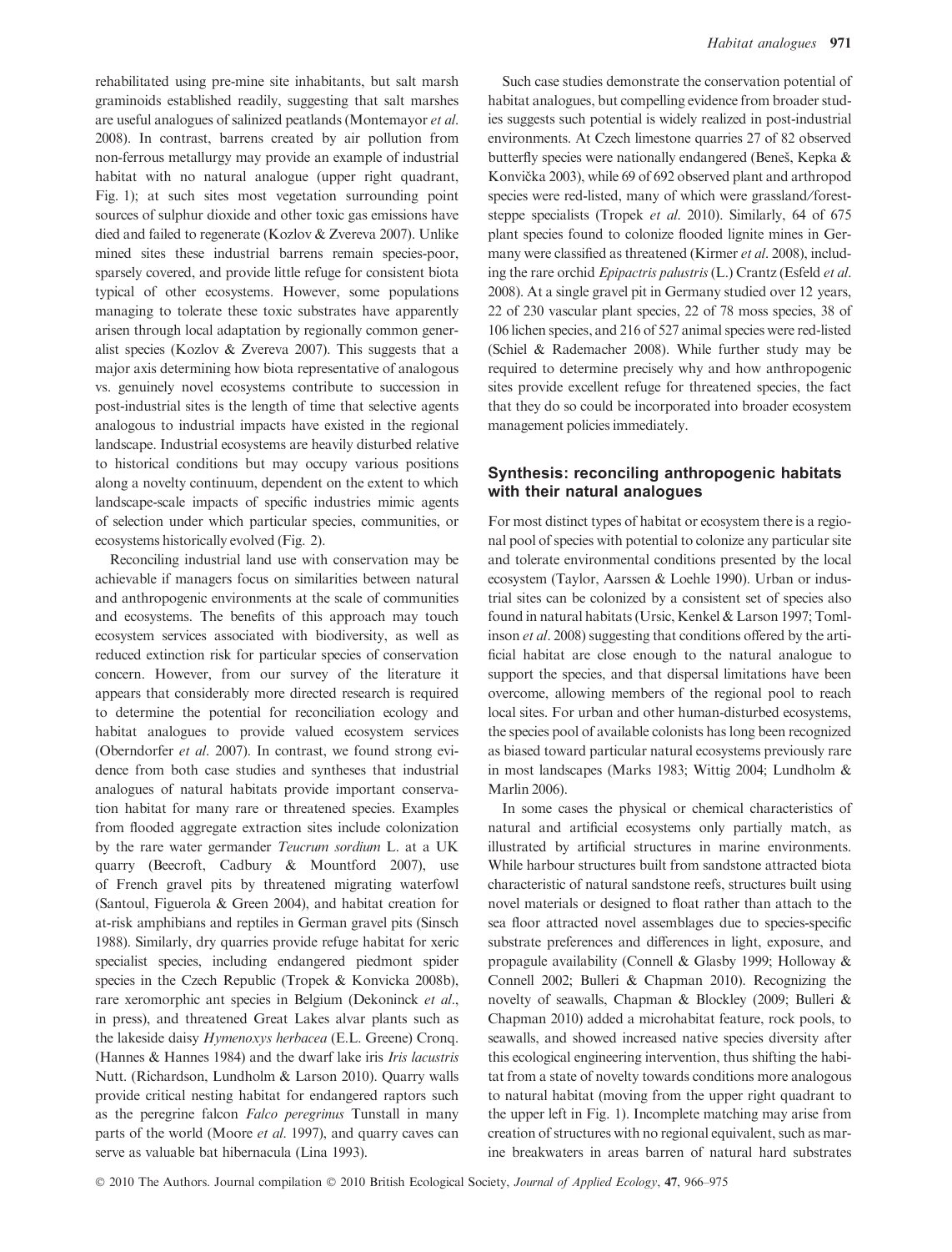rehabilitated using pre-mine site inhabitants, but salt marsh graminoids established readily, suggesting that salt marshes are useful analogues of salinized peatlands (Montemayor *et al.* 2008). In contrast, barrens created by air pollution from non-ferrous metallurgy may provide an example of industrial habitat with no natural analogue (upper right quadrant, Fig. 1); at such sites most vegetation surrounding point sources of sulphur dioxide and other toxic gas emissions have died and failed to regenerate (Kozlov & Zvereva 2007). Unlike mined sites these industrial barrens remain species-poor, sparsely covered, and provide little refuge for consistent biota typical of other ecosystems. However, some populations managing to tolerate these toxic substrates have apparently arisen through local adaptation by regionally common generalist species (Kozlov & Zvereva 2007). This suggests that a major axis determining how biota representative of analogous vs. genuinely novel ecosystems contribute to succession in post-industrial sites is the length of time that selective agents analogous to industrial impacts have existed in the regional landscape. Industrial ecosystems are heavily disturbed relative to historical conditions but may occupy various positions along a novelty continuum, dependent on the extent to which landscape-scale impacts of specific industries mimic agents of selection under which particular species, communities, or ecosystems historically evolved (Fig. 2).

Reconciling industrial land use with conservation may be achievable if managers focus on similarities between natural and anthropogenic environments at the scale of communities and ecosystems. The benefits of this approach may touch ecosystem services associated with biodiversity, as well as reduced extinction risk for particular species of conservation concern. However, from our survey of the literature it appears that considerably more directed research is required to determine the potential for reconciliation ecology and habitat analogues to provide valued ecosystem services (Oberndorfer *et al.* 2007). In contrast, we found strong evidence from both case studies and syntheses that industrial analogues of natural habitats provide important conservation habitat for many rare or threatened species. Examples from flooded aggregate extraction sites include colonization by the rare water germander *Teucrum sordium* L. at a UK quarry (Beecroft, Cadbury & Mountford 2007), use of French gravel pits by threatened migrating waterfowl (Santoul, Figuerola & Green 2004), and habitat creation for at-risk amphibians and reptiles in German gravel pits (Sinsch 1988). Similarly, dry quarries provide refuge habitat for xeric specialist species, including endangered piedmont spider species in the Czech Republic (Tropek & Konvicka 2008b), rare xeromorphic ant species in Belgium (Dekoninck *et al.*, in press), and threatened Great Lakes alvar plants such as the lakeside daisy *Hymenoxys herbacea* (E.L. Greene) Cronq. (Hannes & Hannes 1984) and the dwarf lake iris *Iris lacustris* Nutt. (Richardson, Lundholm & Larson 2010). Quarry walls provide critical nesting habitat for endangered raptors such as the peregrine falcon *Falco peregrinus* Tunstall in many parts of the world (Moore *et al.* 1997), and quarry caves can serve as valuable bat hibernacula (Lina 1993).

Such case studies demonstrate the conservation potential of habitat analogues, but compelling evidence from broader studies suggests such potential is widely realized in post-industrial environments. At Czech limestone quarries 27 of 82 observed butterfly species were nationally endangered (Beneš, Kepka & Konvička 2003), while 69 of 692 observed plant and arthropod species were red-listed, many of which were grassland/forest-steppe specialists (Tropek *et al.* 2010). Similarly, 64 of 675 plant species found to colonize flooded lignite mines in Germany were classified as threatened (Kirmer *et al.* 2008), including the rare orchid *Epipactris palustris* (L.) Crantz (Esfeld *et al.* 2008). At a single gravel pit in Germany studied over 12 years, 22 of 230 vascular plant species, 22 of 78 moss species, 38 of 106 lichen species, and 216 of 527 animal species were red-listed (Schiel & Rademacher 2008). While further study may be required to determine precisely why and how anthropogenic sites provide excellent refuge for threatened species, the fact that they do so could be incorporated into broader ecosystem management policies immediately.

## Synthesis: reconciling anthropogenic habitats with their natural analogues

For most distinct types of habitat or ecosystem there is a regional pool of species with potential to colonize any particular site and tolerate environmental conditions presented by the local ecosystem (Taylor, Aarssen & Loehle 1990). Urban or industrial sites can be colonized by a consistent set of species also found in natural habitats (Ursic, Kenkel & Larson 1997; Tomlinson *et al.* 2008) suggesting that conditions offered by the artificial habitat are close enough to the natural analogue to support the species, and that dispersal limitations have been overcome, allowing members of the regional pool to reach local sites. For urban and other human-disturbed ecosystems, the species pool of available colonists has long been recognized as biased toward particular natural ecosystems previously rare in most landscapes (Marks 1983; Wittig 2004; Lundholm & Marlin 2006).

In some cases the physical or chemical characteristics of natural and artificial ecosystems only partially match, as illustrated by artificial structures in marine environments. While harbour structures built from sandstone attracted biota characteristic of natural sandstone reefs, structures built using novel materials or designed to float rather than attach to the sea floor attracted novel assemblages due to species-specific substrate preferences and differences in light, exposure, and propagule availability (Connell & Glasby 1999; Holloway & Connell 2002; Bulleri & Chapman 2010). Recognizing the novelty of seawalls, Chapman & Blockley (2009; Bulleri & Chapman 2010) added a microhabitat feature, rock pools, to seawalls, and showed increased native species diversity after this ecological engineering intervention, thus shifting the habitat from a state of novelty towards conditions more analogous to natural habitat (moving from the upper right quadrant to the upper left in Fig. 1). Incomplete matching may arise from creation of structures with no regional equivalent, such as marine breakwaters in areas barren of natural hard substrates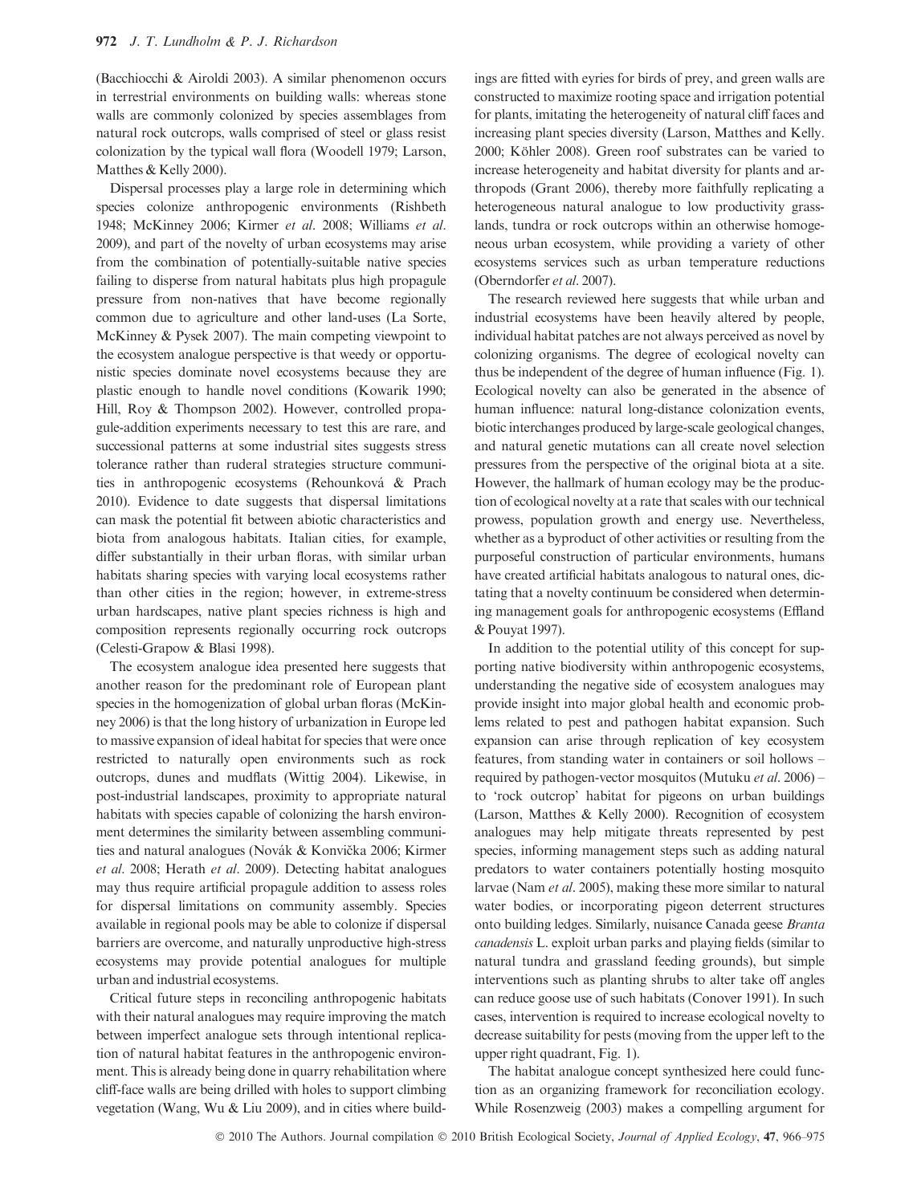(Bacchiocchi & Airoldi 2003). A similar phenomenon occurs in terrestrial environments on building walls: whereas stone walls are commonly colonized by species assemblages from natural rock outcrops, walls comprised of steel or glass resist colonization by the typical wall flora (Woodell 1979; Larson, Matthes & Kelly 2000).

Dispersal processes play a large role in determining which species colonize anthropogenic environments (Rishbeth 1948; McKinney 2006; Kirmer *et al.* 2008; Williams *et al.* 2009), and part of the novelty of urban ecosystems may arise from the combination of potentially-suitable native species failing to disperse from natural habitats plus high propagule pressure from non-natives that have become regionally common due to agriculture and other land-uses (La Sorte, McKinney & Pysek 2007). The main competing viewpoint to the ecosystem analogue perspective is that weedy or opportunistic species dominate novel ecosystems because they are plastic enough to handle novel conditions (Kowarik 1990; Hill, Roy & Thompson 2002). However, controlled propagule-addition experiments necessary to test this are rare, and successional patterns at some industrial sites suggests stress tolerance rather than ruderal strategies structure communities in anthropogenic ecosystems (Rehounková & Prach 2010). Evidence to date suggests that dispersal limitations can mask the potential fit between abiotic characteristics and biota from analogous habitats. Italian cities, for example, differ substantially in their urban floras, with similar urban habitats sharing species with varying local ecosystems rather than other cities in the region; however, in extreme-stress urban hardscapes, native plant species richness is high and composition represents regionally occurring rock outcrops (Celesti-Grapow & Blasi 1998).

The ecosystem analogue idea presented here suggests that another reason for the predominant role of European plant species in the homogenization of global urban floras (McKinney 2006) is that the long history of urbanization in Europe led to massive expansion of ideal habitat for species that were once restricted to naturally open environments such as rock outcrops, dunes and mudflats (Wittig 2004). Likewise, in post-industrial landscapes, proximity to appropriate natural habitats with species capable of colonizing the harsh environment determines the similarity between assembling communities and natural analogues (Novák & Konvička 2006; Kirmer *et al.* 2008; Herath *et al.* 2009). Detecting habitat analogues may thus require artificial propagule addition to assess roles for dispersal limitations on community assembly. Species available in regional pools may be able to colonize if dispersal barriers are overcome, and naturally unproductive high-stress ecosystems may provide potential analogues for multiple urban and industrial ecosystems.

Critical future steps in reconciling anthropogenic habitats with their natural analogues may require improving the match between imperfect analogue sets through intentional replication of natural habitat features in the anthropogenic environment. This is already being done in quarry rehabilitation where cliff-face walls are being drilled with holes to support climbing vegetation (Wang, Wu & Liu 2009), and in cities where buildings are fitted with eyries for birds of prey, and green walls are constructed to maximize rooting space and irrigation potential for plants, imitating the heterogeneity of natural cliff faces and increasing plant species diversity (Larson, Matthes and Kelly. 2000; Köhler 2008). Green roof substrates can be varied to increase heterogeneity and habitat diversity for plants and arthropods (Grant 2006), thereby more faithfully replicating a heterogeneous natural analogue to low productivity grasslands, tundra or rock outcrops within an otherwise homogeneous urban ecosystem, while providing a variety of other ecosystems services such as urban temperature reductions (Oberndorfer *et al.* 2007).

The research reviewed here suggests that while urban and industrial ecosystems have been heavily altered by people, individual habitat patches are not always perceived as novel by colonizing organisms. The degree of ecological novelty can thus be independent of the degree of human influence (Fig. 1). Ecological novelty can also be generated in the absence of human influence: natural long-distance colonization events, biotic interchanges produced by large-scale geological changes, and natural genetic mutations can all create novel selection pressures from the perspective of the original biota at a site. However, the hallmark of human ecology may be the production of ecological novelty at a rate that scales with our technical prowess, population growth and energy use. Nevertheless, whether as a byproduct of other activities or resulting from the purposeful construction of particular environments, humans have created artificial habitats analogous to natural ones, dictating that a novelty continuum be considered when determining management goals for anthropogenic ecosystems (Effland & Pouyat 1997).

In addition to the potential utility of this concept for supporting native biodiversity within anthropogenic ecosystems, understanding the negative side of ecosystem analogues may provide insight into major global health and economic problems related to pest and pathogen habitat expansion. Such expansion can arise through replication of key ecosystem features, from standing water in containers or soil hollows – required by pathogen-vector mosquitos (Mutuku *et al.* 2006) – to 'rock outcrop' habitat for pigeons on urban buildings (Larson, Matthes & Kelly 2000). Recognition of ecosystem analogues may help mitigate threats represented by pest species, informing management steps such as adding natural predators to water containers potentially hosting mosquito larvae (Nam *et al.* 2005), making these more similar to natural water bodies, or incorporating pigeon deterrent structures onto building ledges. Similarly, nuisance Canada geese *Branta canadensis* L. exploit urban parks and playing fields (similar to natural tundra and grassland feeding grounds), but simple interventions such as planting shrubs to alter take off angles can reduce goose use of such habitats (Conover 1991). In such cases, intervention is required to increase ecological novelty to decrease suitability for pests (moving from the upper left to the upper right quadrant, Fig. 1).

The habitat analogue concept synthesized here could function as an organizing framework for reconciliation ecology. While Rosenzweig (2003) makes a compelling argument for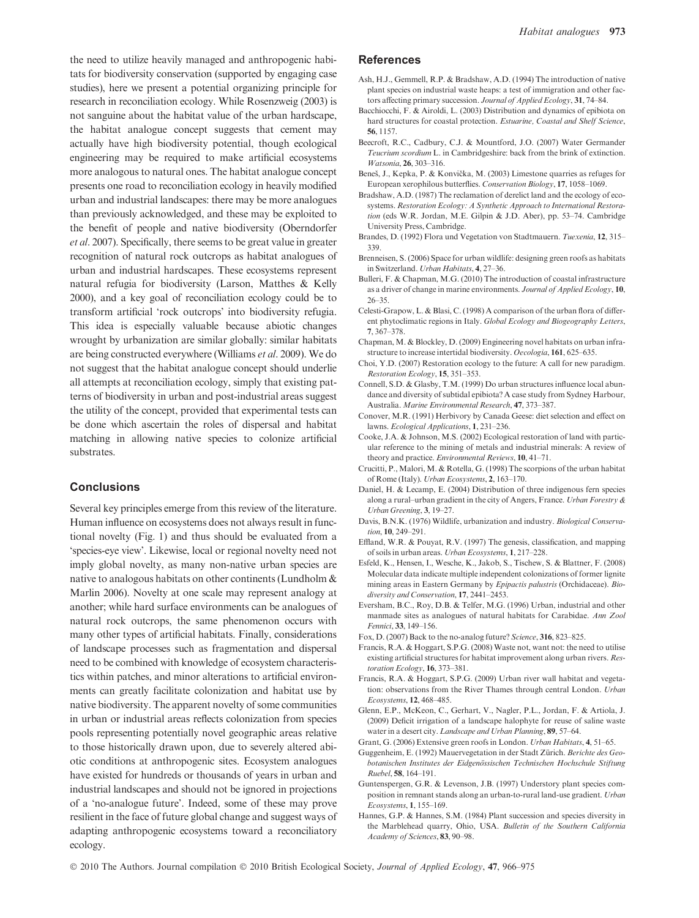the need to utilize heavily managed and anthropogenic habitats for biodiversity conservation (supported by engaging case studies), here we present a potential organizing principle for research in reconciliation ecology. While Rosenzweig (2003) is not sanguine about the habitat value of the urban hardscape, the habitat analogue concept suggests that cement may actually have high biodiversity potential, though ecological engineering may be required to make artificial ecosystems more analogous to natural ones. The habitat analogue concept presents one road to reconciliation ecology in heavily modified urban and industrial landscapes: there may be more analogues than previously acknowledged, and these may be exploited to the benefit of people and native biodiversity (Oberndorfer *et al*. 2007). Specifically, there seems to be great value in greater recognition of natural rock outcrops as habitat analogues of urban and industrial hardscapes. These ecosystems represent natural refugia for biodiversity (Larson, Matthes & Kelly 2000), and a key goal of reconciliation ecology could be to transform artificial 'rock outcrops' into biodiversity refugia. This idea is especially valuable because abiotic changes wrought by urbanization are similar globally: similar habitats are being constructed everywhere (Williams *et al*. 2009). We do not suggest that the habitat analogue concept should underlie all attempts at reconciliation ecology, simply that existing patterns of biodiversity in urban and post-industrial areas suggest the utility of the concept, provided that experimental tests can be done which ascertain the roles of dispersal and habitat matching in allowing native species to colonize artificial substrates.

## Conclusions

Several key principles emerge from this review of the literature. Human influence on ecosystems does not always result in functional novelty (Fig. 1) and thus should be evaluated from a 'species-eye view'. Likewise, local or regional novelty need not imply global novelty, as many non-native urban species are native to analogous habitats on other continents (Lundholm & Marlin 2006). Novelty at one scale may represent analogy at another; while hard surface environments can be analogues of natural rock outcrops, the same phenomenon occurs with many other types of artificial habitats. Finally, considerations of landscape processes such as fragmentation and dispersal need to be combined with knowledge of ecosystem characteristics within patches, and minor alterations to artificial environments can greatly facilitate colonization and habitat use by native biodiversity. The apparent novelty of some communities in urban or industrial areas reflects colonization from species pools representing potentially novel geographic areas relative to those historically drawn upon, due to severely altered abiotic conditions at anthropogenic sites. Ecosystem analogues have existed for hundreds or thousands of years in urban and industrial landscapes and should not be ignored in projections of a 'no-analogue future'. Indeed, some of these may prove resilient in the face of future global change and suggest ways of adapting anthropogenic ecosystems toward a reconciliatory ecology.

## References

Ash, H.J., Gemmell, R.P. & Bradshaw, A.D. (1994) The introduction of native plant species on industrial waste heaps: a test of immigration and other factors affecting primary succession. *Journal of Applied Ecology*, **31**, 74–84.

Bacchiocchi, F. & Airoldi, L. (2003) Distribution and dynamics of epibiota on hard structures for coastal protection. *Estuarine, Coastal and Shelf Science*, **56**, 1157.

Beecroft, R.C., Cadbury, C.J. & Mountford, J.O. (2007) Water Germander *Teucrium scordium* L. in Cambridgeshire: back from the brink of extinction. *Watsonia*, **26**, 303–316.

Beneš, J., Kepka, P. & Konvička, M. (2003) Limestone quarries as refuges for European xerophilous butterflies. *Conservation Biology*, **17**, 1058–1069.

Bradshaw, A.D. (1987) The reclamation of derelict land and the ecology of ecosystems. *Restoration Ecology: A Synthetic Approach to International Restoration* (eds W.R. Jordan, M.E. Gilpin & J.D. Aber), pp. 53–74. Cambridge University Press, Cambridge.

Brandes, D. (1992) Flora und Vegetation von Stadtmauern. *Tuexenia*, **12**, 315–339.

Brenneisen, S. (2006) Space for urban wildlife: designing green roofs as habitats in Switzerland. *Urban Habitats*, **4**, 27–36.

Bulleri, F. & Chapman, M.G. (2010) The introduction of coastal infrastructure as a driver of change in marine environments. *Journal of Applied Ecology*, **10**, 26–35.

Celesti-Grapow, L. & Blasi, C. (1998) A comparison of the urban flora of different phytoclimatic regions in Italy. *Global Ecology and Biogeography Letters*, **7**, 367–378.

Chapman, M. & Blockley, D. (2009) Engineering novel habitats on urban infrastructure to increase intertidal biodiversity. *Oecologia*, **161**, 625–635.

Choi, Y.D. (2007) Restoration ecology to the future: A call for new paradigm. *Restoration Ecology*, **15**, 351–353.

Connell, S.D. & Glasby, T.M. (1999) Do urban structures influence local abundance and diversity of subtidal epibiota? A case study from Sydney Harbour, Australia. *Marine Environmental Research*, **47**, 373–387.

Conover, M.R. (1991) Herbivory by Canada Geese: diet selection and effect on lawns. *Ecological Applications*, **1**, 231–236.

Cooke, J.A. & Johnson, M.S. (2002) Ecological restoration of land with particular reference to the mining of metals and industrial minerals: A review of theory and practice. *Environmental Reviews*, **10**, 41–71.

Crucitti, P., Malori, M. & Rotella, G. (1998) The scorpions of the urban habitat of Rome (Italy). *Urban Ecosystems*, **2**, 163–170.

Daniel, H. & Lecamp, E. (2004) Distribution of three indigenous fern species along a rural–urban gradient in the city of Angers, France. *Urban Forestry & Urban Greening*, **3**, 19–27.

Davis, B.N.K. (1976) Wildlife, urbanization and industry. *Biological Conservation*, **10**, 249–291.

Effland, W.R. & Pouyat, R.V. (1997) The genesis, classification, and mapping of soils in urban areas. *Urban Ecosystems*, **1**, 217–228.

Esfeld, K., Hensen, I., Wesche, K., Jakob, S., Tischew, S. & Blattner, F. (2008) Molecular data indicate multiple independent colonizations of former lignite mining areas in Eastern Germany by *Epipactis palustris* (Orchidaceae). *Biodiversity and Conservation*, **17**, 2441–2453.

Eversham, B.C., Roy, D.B. & Telfer, M.G. (1996) Urban, industrial and other manmade sites as analogues of natural habitats for Carabidae. *Ann Zool Fennici*, **33**, 149–156.

Fox, D. (2007) Back to the no-analog future? *Science*, **316**, 823–825.

Francis, R.A. & Hoggart, S.P.G. (2008) Waste not, want not: the need to utilise existing artificial structures for habitat improvement along urban rivers. *Restoration Ecology*, **16**, 373–381.

Francis, R.A. & Hoggart, S.P.G. (2009) Urban river wall habitat and vegetation: observations from the River Thames through central London. *Urban Ecosystems*, **12**, 468–485.

Glenn, E.P., McKeon, C., Gerhart, V., Nagler, P.L., Jordan, F. & Artiola, J. (2009) Deficit irrigation of a landscape halophyte for reuse of saline waste water in a desert city. *Landscape and Urban Planning*, **89**, 57–64.

Grant, G. (2006) Extensive green roofs in London. *Urban Habitats*, **4**, 51–65.

Guggenheim, E. (1992) Mauervegetation in der Stadt Zürich. *Berichte des Geobotanischen Institutes der Eidgenössischen Technischen Hochschule Stiftung Ruebel*, **58**, 164–191.

Guntenspergen, G.R. & Levenson, J.B. (1997) Understory plant species composition in remnant stands along an urban-to-rural land-use gradient. *Urban Ecosystems*, **1**, 155–169.

Hannes, G.P. & Hannes, S.M. (1984) Plant succession and species diversity in the Marblehead quarry, Ohio, USA. *Bulletin of the Southern California Academy of Sciences*, **83**, 90–98.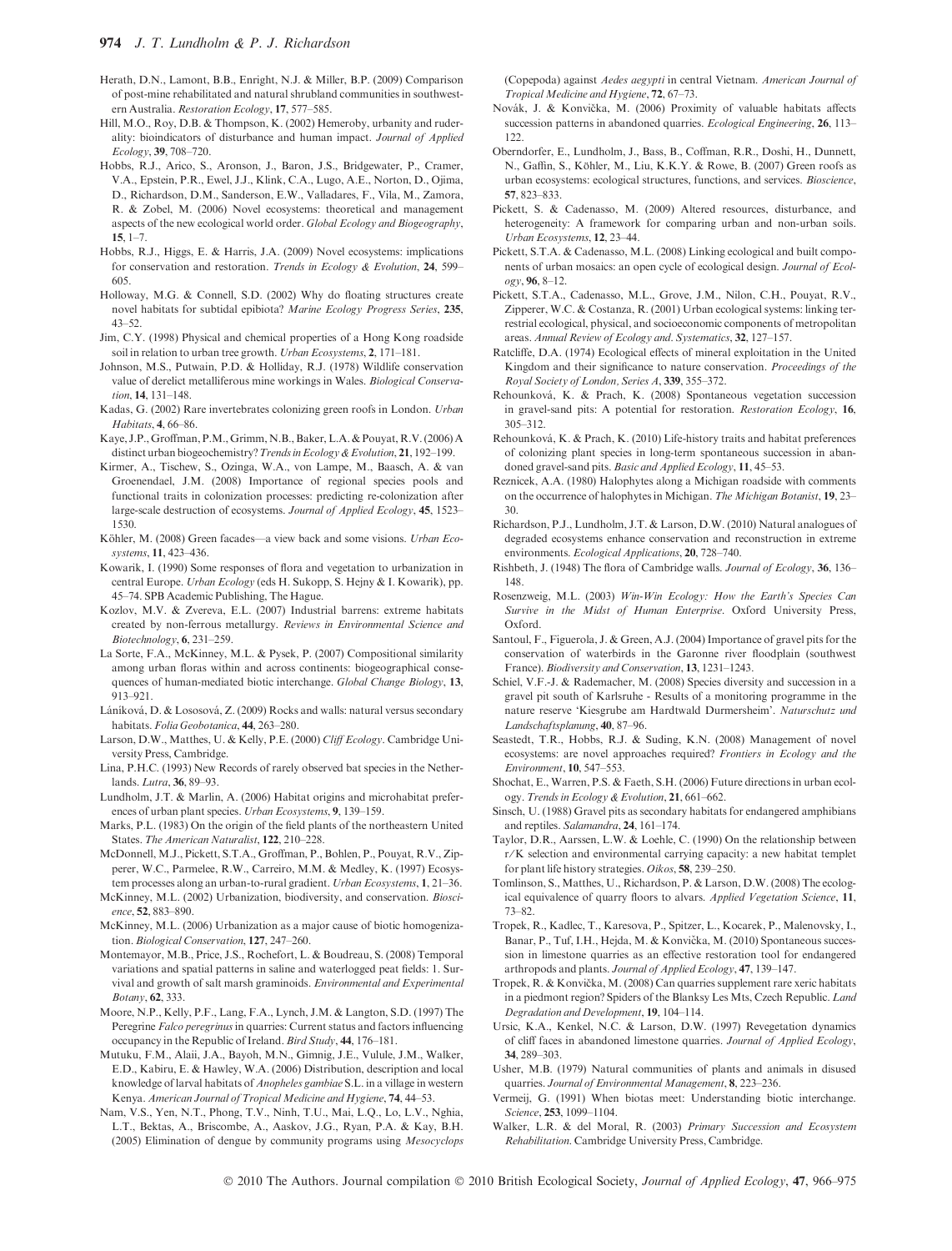Herath, D.N., Lamont, B.B., Enright, N.J. & Miller, B.P. (2009) Comparison of post-mine rehabilitated and natural shrubland communities in southwestern Australia. *Restoration Ecology*, **17**, 577–585.

Hill, M.O., Roy, D.B. & Thompson, K. (2002) Hemeroby, urbanity and ruderality: bioindicators of disturbance and human impact. *Journal of Applied Ecology*, **39**, 708–720.

Hobbs, R.J., Arico, S., Aronson, J., Baron, J.S., Bridgewater, P., Cramer, V.A., Epstein, P.R., Ewel, J.J., Klink, C.A., Lugo, A.E., Norton, D., Ojima, D., Richardson, D.M., Sanderson, E.W., Valladares, F., Vila, M., Zamora, R. & Zobel, M. (2006) Novel ecosystems: theoretical and management aspects of the new ecological world order. *Global Ecology and Biogeography*, **15**, 1–7.

Hobbs, R.J., Higgs, E. & Harris, J.A. (2009) Novel ecosystems: implications for conservation and restoration. *Trends in Ecology & Evolution*, **24**, 599–605.

Holloway, M.G. & Connell, S.D. (2002) Why do floating structures create novel habitats for subtidal epibiota? *Marine Ecology Progress Series*, **235**, 43–52.

Jim, C.Y. (1998) Physical and chemical properties of a Hong Kong roadside soil in relation to urban tree growth. *Urban Ecosystems*, **2**, 171–181.

Johnson, M.S., Putwain, P.D. & Holliday, R.J. (1978) Wildlife conservation value of derelict metalliferous mine workings in Wales. *Biological Conservation*, **14**, 131–148.

Kadas, G. (2002) Rare invertebrates colonizing green roofs in London. *Urban Habitats*, **4**, 66–86.

Kaye, J.P., Groffman, P.M., Grimm, N.B., Baker, L.A. & Pouyat, R.V. (2006) A distinct urban biogeochemistry? *Trends in Ecology & Evolution*, **21**, 192–199.

Kirmer, A., Tischew, S., Ozinga, W.A., von Lampe, M., Baasch, A. & van Groenendael, J.M. (2008) Importance of regional species pools and functional traits in colonization processes: predicting re-colonization after large-scale destruction of ecosystems. *Journal of Applied Ecology*, **45**, 1523–1530.

Köhler, M. (2008) Green facades—a view back and some visions. *Urban Ecosystems*, **11**, 423–436.

Kowarik, I. (1990) Some responses of flora and vegetation to urbanization in central Europe. *Urban Ecology* (eds H. Sukopp, S. Hejny & I. Kowarik), pp. 45–74. SPB Academic Publishing, The Hague.

Kozlov, M.V. & Zvereva, E.L. (2007) Industrial barrens: extreme habitats created by non-ferrous metallurgy. *Reviews in Environmental Science and Biotechnology*, **6**, 231–259.

La Sorte, F.A., McKinney, M.L. & Pysek, P. (2007) Compositional similarity among urban floras within and across continents: biogeographical consequences of human-mediated biotic interchange. *Global Change Biology*, **13**, 913–921.

Láníková, D. & Lososová, Z. (2009) Rocks and walls: natural versus secondary habitats. *Folia Geobotanica*, **44**, 263–280.

Larson, D.W., Matthes, U. & Kelly, P.E. (2000) *Cliff Ecology*. Cambridge University Press, Cambridge.

Lina, P.H.C. (1993) New Records of rarely observed bat species in the Netherlands. *Lutra*, **36**, 89–93.

Lundholm, J.T. & Marlin, A. (2006) Habitat origins and microhabitat preferences of urban plant species. *Urban Ecosystems*, **9**, 139–159.

Marks, P.L. (1983) On the origin of the field plants of the northeastern United States. *The American Naturalist*, **122**, 210–228.

McDonnell, M.J., Pickett, S.T.A., Groffman, P., Bohlen, P., Pouyat, R.V., Zipperer, W.C., Parmelee, R.W., Carreiro, M.M. & Medley, K. (1997) Ecosystem processes along an urban-to-rural gradient. *Urban Ecosystems*, **1**, 21–36.

McKinney, M.L. (2002) Urbanization, biodiversity, and conservation. *Bioscience*, **52**, 883–890.

McKinney, M.L. (2006) Urbanization as a major cause of biotic homogenization. *Biological Conservation*, **127**, 247–260.

Montemayor, M.B., Price, J.S., Rochefort, L. & Boudreau, S. (2008) Temporal variations and spatial patterns in saline and waterlogged peat fields: 1. Survival and growth of salt marsh graminoids. *Environmental and Experimental Botany*, **62**, 333.

Moore, N.P., Kelly, P.F., Lang, F.A., Lynch, J.M. & Langton, S.D. (1997) The Peregrine *Falco peregrinus* in quarries: Current status and factors influencing occupancy in the Republic of Ireland. *Bird Study*, **44**, 176–181.

Mutuku, F.M., Alaii, J.A., Bayoh, M.N., Gimnig, J.E., Vulule, J.M., Walker, E.D., Kabiru, E. & Hawley, W.A. (2006) Distribution, description and local knowledge of larval habitats of *Anopheles gambiae* S.L. in a village in western Kenya. *American Journal of Tropical Medicine and Hygiene*, **74**, 44–53.

Nam, V.S., Yen, N.T., Phong, T.V., Ninh, T.U., Mai, L.Q., Lo, L.V., Nghia, L.T., Bektas, A., Briscombe, A., Aaskov, J.G., Ryan, P.A. & Kay, B.H. (2005) Elimination of dengue by community programs using *Mesocyclops* (Copepoda) against *Aedes aegypti* in central Vietnam. *American Journal of Tropical Medicine and Hygiene*, **72**, 67–73.

Novák, J. & Konvička, M. (2006) Proximity of valuable habitats affects succession patterns in abandoned quarries. *Ecological Engineering*, **26**, 113–122.

Oberndorfer, E., Lundholm, J., Bass, B., Coffman, R.R., Doshi, H., Dunnett, N., Gaffin, S., Köhler, M., Liu, K.K.Y. & Rowe, B. (2007) Green roofs as urban ecosystems: ecological structures, functions, and services. *Bioscience*, **57**, 823–833.

Pickett, S. & Cadenasso, M. (2009) Altered resources, disturbance, and heterogeneity: A framework for comparing urban and non-urban soils. *Urban Ecosystems*, **12**, 23–44.

Pickett, S.T.A. & Cadenasso, M.L. (2008) Linking ecological and built components of urban mosaics: an open cycle of ecological design. *Journal of Ecology*, **96**, 8–12.

Pickett, S.T.A., Cadenasso, M.L., Grove, J.M., Nilon, C.H., Pouyat, R.V., Zipperer, W.C. & Costanza, R. (2001) Urban ecological systems: linking terrestrial ecological, physical, and socioeconomic components of metropolitan areas. *Annual Review of Ecology and. Systematics*, **32**, 127–157.

Ratcliffe, D.A. (1974) Ecological effects of mineral exploitation in the United Kingdom and their significance to nature conservation. *Proceedings of the Royal Society of London, Series A*, **339**, 355–372.

Rehounková, K. & Prach, K. (2008) Spontaneous vegetation succession in gravel-sand pits: A potential for restoration. *Restoration Ecology*, **16**, 305–312.

Rehounková, K. & Prach, K. (2010) Life-history traits and habitat preferences of colonizing plant species in long-term spontaneous succession in abandoned gravel-sand pits. *Basic and Applied Ecology*, **11**, 45–53.

Reznicek, A.A. (1980) Halophytes along a Michigan roadside with comments on the occurrence of halophytes in Michigan. *The Michigan Botanist*, **19**, 23–30.

Richardson, P.J., Lundholm, J.T. & Larson, D.W. (2010) Natural analogues of degraded ecosystems enhance conservation and reconstruction in extreme environments. *Ecological Applications*, **20**, 728–740.

Rishbeth, J. (1948) The flora of Cambridge walls. *Journal of Ecology*, **36**, 136–148.

Rosenzweig, M.L. (2003) *Win-Win Ecology: How the Earth's Species Can Survive in the Midst of Human Enterprise*. Oxford University Press, Oxford.

Santoul, F., Figuerola, J. & Green, A.J. (2004) Importance of gravel pits for the conservation of waterbirds in the Garonne river floodplain (southwest France). *Biodiversity and Conservation*, **13**, 1231–1243.

Schiel, V.F.-J. & Rademacher, M. (2008) Species diversity and succession in a gravel pit south of Karlsruhe - Results of a monitoring programme in the nature reserve 'Kiesgrube am Hardtwald Durmersheim'. *Naturschutz und Landschaftsplanung*, **40**, 87–96.

Seastedt, T.R., Hobbs, R.J. & Suding, K.N. (2008) Management of novel ecosystems: are novel approaches required? *Frontiers in Ecology and the Environment*, **10**, 547–553.

Shochat, E., Warren, P.S. & Faeth, S.H. (2006) Future directions in urban ecology. *Trends in Ecology & Evolution*, **21**, 661–662.

Sinsch, U. (1988) Gravel pits as secondary habitats for endangered amphibians and reptiles. *Salamandra*, **24**, 161–174.

Taylor, D.R., Aarssen, L.W. & Loehle, C. (1990) On the relationship between r/K selection and environmental carrying capacity: a new habitat templet for plant life history strategies. *Oikos*, **58**, 239–250.

Tomlinson, S., Matthes, U., Richardson, P. & Larson, D.W. (2008) The ecological equivalence of quarry floors to alvars. *Applied Vegetation Science*, **11**, 73–82.

Tropek, R., Kadlec, T., Karesova, P., Spitzer, L., Kocarek, P., Malenovsky, I., Banar, P., Tuf, I.H., Hejda, M. & Konvička, M. (2010) Spontaneous succession in limestone quarries as an effective restoration tool for endangered arthropods and plants. *Journal of Applied Ecology*, **47**, 139–147.

Tropek, R. & Konvička, M. (2008) Can quarries supplement rare xeric habitats in a piedmont region? Spiders of the Blansky Les Mts, Czech Republic. *Land Degradation and Development*, **19**, 104–114.

Ursic, K.A., Kenkel, N.C. & Larson, D.W. (1997) Revegetation dynamics of cliff faces in abandoned limestone quarries. *Journal of Applied Ecology*, **34**, 289–303.

Usher, M.B. (1979) Natural communities of plants and animals in disused quarries. *Journal of Environmental Management*, **8**, 223–236.

Vermeij, G. (1991) When biotas meet: Understanding biotic interchange. *Science*, **253**, 1099–1104.

Walker, L.R. & del Moral, R. (2003) *Primary Succession and Ecosystem Rehabilitation*. Cambridge University Press, Cambridge.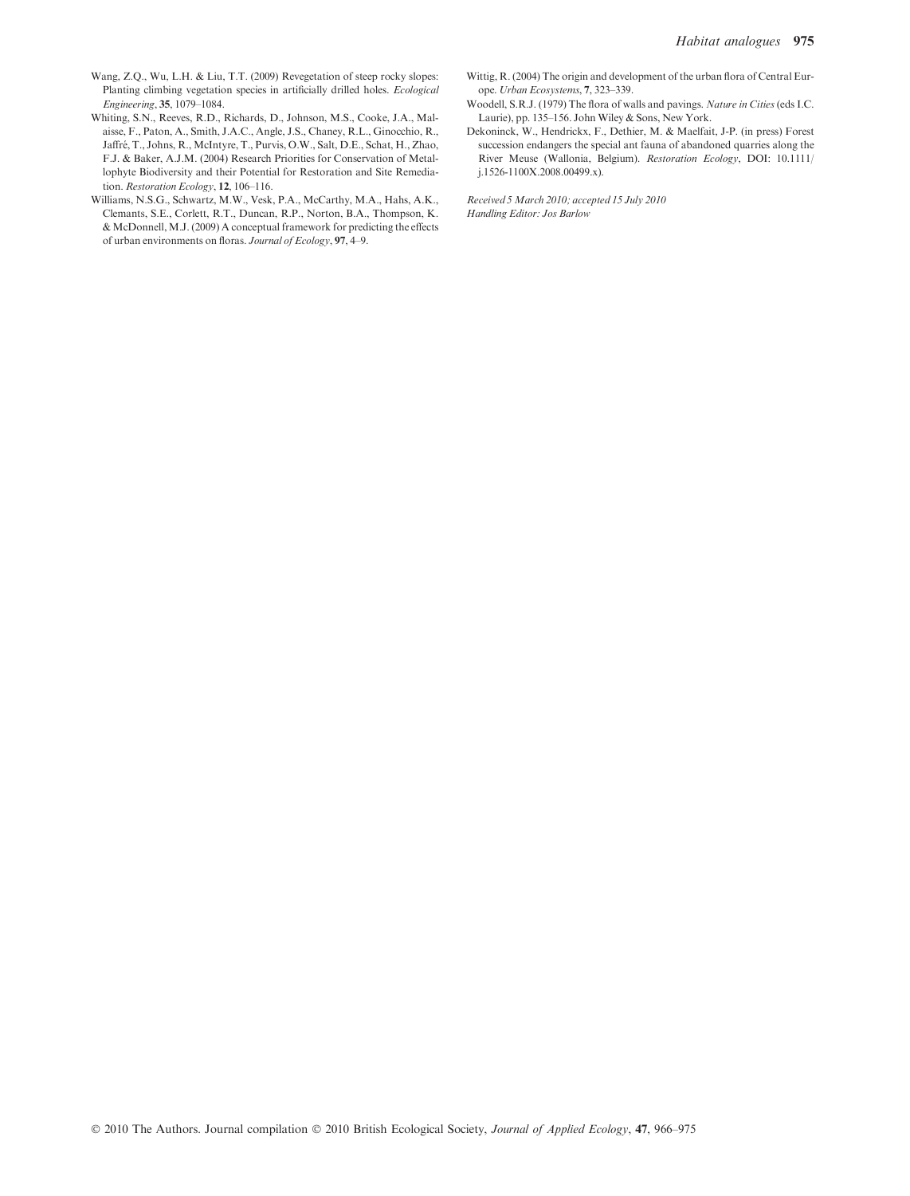Wang, Z.Q., Wu, L.H. & Liu, T.T. (2009) Revegetation of steep rocky slopes: Planting climbing vegetation species in artificially drilled holes. *Ecological Engineering*, **35**, 1079–1084.

Whiting, S.N., Reeves, R.D., Richards, D., Johnson, M.S., Cooke, J.A., Malaisse, F., Paton, A., Smith, J.A.C., Angle, J.S., Chaney, R.L., Ginocchio, R., Jaffré, T., Johns, R., McIntyre, T., Purvis, O.W., Salt, D.E., Schat, H., Zhao, F.J. & Baker, A.J.M. (2004) Research Priorities for Conservation of Metallophyte Biodiversity and their Potential for Restoration and Site Remediation. *Restoration Ecology*, **12**, 106–116.

Williams, N.S.G., Schwartz, M.W., Vesk, P.A., McCarthy, M.A., Hahs, A.K., Clemants, S.E., Corlett, R.T., Duncan, R.P., Norton, B.A., Thompson, K. & McDonnell, M.J. (2009) A conceptual framework for predicting the effects of urban environments on floras. *Journal of Ecology*, **97**, 4–9.

Wittig, R. (2004) The origin and development of the urban flora of Central Europe. *Urban Ecosystems*, **7**, 323–339.

Woodell, S.R.J. (1979) The flora of walls and pavings. *Nature in Cities* (eds I.C. Laurie), pp. 135–156. John Wiley & Sons, New York.

Dekoninck, W., Hendrickx, F., Dethier, M. & Maelfait, J-P. (in press) Forest succession endangers the special ant fauna of abandoned quarries along the River Meuse (Wallonia, Belgium). *Restoration Ecology*, DOI: 10.1111/j.1526-100X.2008.00499.x).

*Received 5 March 2010; accepted 15 July 2010*
*Handling Editor: Jos Barlow*